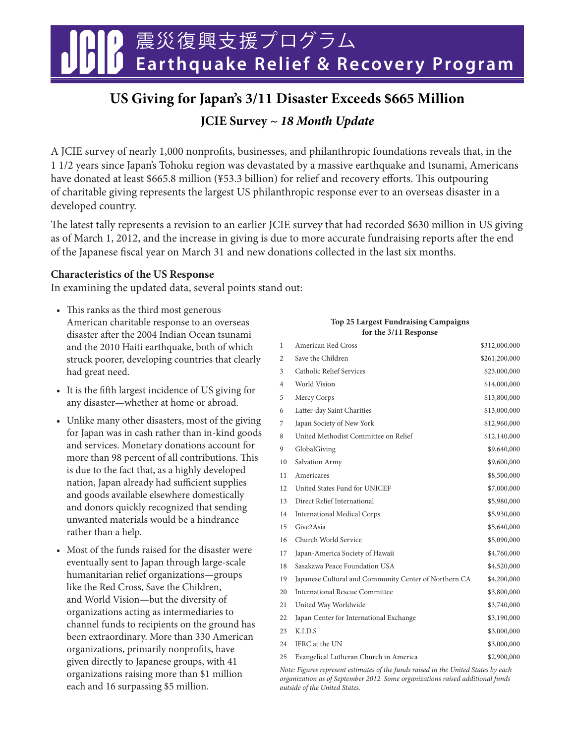# JCIE 震災復興支援プログラム Earthquake Relief & Recovery Program

## US Giving for Japan's 3/11 Disaster Exceeds $665 Million

### JCIE Survey ~ *18 Month Update*

A JCIE survey of nearly 1,000 nonprofits, businesses, and philanthropic foundations reveals that, in the 1 1/2 years since Japan's Tohoku region was devastated by a massive earthquake and tsunami, Americans have donated at least $665.8 million (¥53.3 billion) for relief and recovery efforts. This outpouring of charitable giving represents the largest US philanthropic response ever to an overseas disaster in a developed country.

The latest tally represents a revision to an earlier JCIE survey that had recorded $630 million in US giving as of March 1, 2012, and the increase in giving is due to more accurate fundraising reports after the end of the Japanese fiscal year on March 31 and new donations collected in the last six months.

**Characteristics of the US Response**

In examining the updated data, several points stand out:

- This ranks as the third most generous American charitable response to an overseas disaster after the 2004 Indian Ocean tsunami and the 2010 Haiti earthquake, both of which struck poorer, developing countries that clearly had great need.
- It is the fifth largest incidence of US giving for any disaster—whether at home or abroad.
- Unlike many other disasters, most of the giving for Japan was in cash rather than in-kind goods and services. Monetary donations account for more than 98 percent of all contributions. This is due to the fact that, as a highly developed nation, Japan already had sufficient supplies and goods available elsewhere domestically and donors quickly recognized that sending unwanted materials would be a hindrance rather than a help.
- Most of the funds raised for the disaster were eventually sent to Japan through large-scale humanitarian relief organizations—groups like the Red Cross, Save the Children, and World Vision—but the diversity of organizations acting as intermediaries to channel funds to recipients on the ground has been extraordinary. More than 330 American organizations, primarily nonprofits, have given directly to Japanese groups, with 41 organizations raising more than $1 million each and 16 surpassing $5 million.

**Top 25 Largest Fundraising Campaigns for the 3/11 Response**

| | Organization | Amount |
|---|---|---|
| 1 | American Red Cross | $312,000,000 |
| 2 | Save the Children | $261,200,000 |
| 3 | Catholic Relief Services | $23,000,000 |
| 4 | World Vision | $14,000,000 |
| 5 | Mercy Corps | $13,800,000 |
| 6 | Latter-day Saint Charities | $13,000,000 |
| 7 | Japan Society of New York | $12,960,000 |
| 8 | United Methodist Committee on Relief | $12,140,000 |
| 9 | GlobalGiving | $9,640,000 |
| 10 | Salvation Army | $9,600,000 |
| 11 | Americares | $8,500,000 |
| 12 | United States Fund for UNICEF | $7,000,000 |
| 13 | Direct Relief International | $5,980,000 |
| 14 | International Medical Corps | $5,930,000 |
| 15 | Give2Asia | $5,640,000 |
| 16 | Church World Service | $5,090,000 |
| 17 | Japan-America Society of Hawaii | $4,760,000 |
| 18 | Sasakawa Peace Foundation USA | $4,520,000 |
| 19 | Japanese Cultural and Community Center of Northern CA | $4,200,000 |
| 20 | International Rescue Committee | $3,800,000 |
| 21 | United Way Worldwide | $3,740,000 |
| 22 | Japan Center for International Exchange | $3,190,000 |
| 23 | K.I.D.S | $3,000,000 |
| 24 | IFRC at the UN | $3,000,000 |
| 25 | Evangelical Lutheran Church in America | $2,900,000 |

*Note: Figures represent estimates of the funds raised in the United States by each organization as of September 2012. Some organizations raised additional funds outside of the United States.*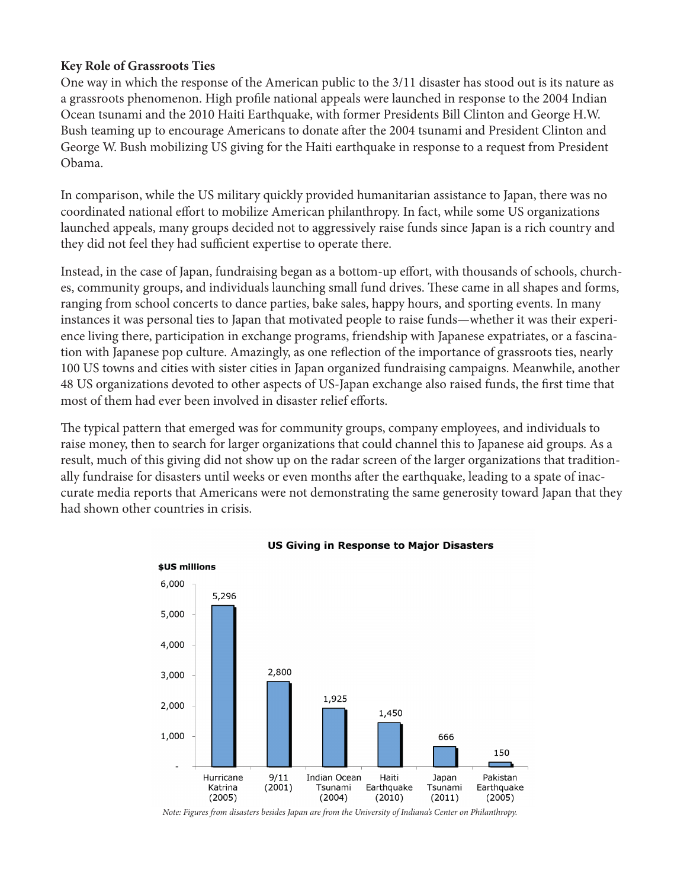**Key Role of Grassroots Ties**

One way in which the response of the American public to the 3/11 disaster has stood out is its nature as a grassroots phenomenon. High profile national appeals were launched in response to the 2004 Indian Ocean tsunami and the 2010 Haiti Earthquake, with former Presidents Bill Clinton and George H.W. Bush teaming up to encourage Americans to donate after the 2004 tsunami and President Clinton and George W. Bush mobilizing US giving for the Haiti earthquake in response to a request from President Obama.

In comparison, while the US military quickly provided humanitarian assistance to Japan, there was no coordinated national effort to mobilize American philanthropy. In fact, while some US organizations launched appeals, many groups decided not to aggressively raise funds since Japan is a rich country and they did not feel they had sufficient expertise to operate there.

Instead, in the case of Japan, fundraising began as a bottom-up effort, with thousands of schools, churches, community groups, and individuals launching small fund drives. These came in all shapes and forms, ranging from school concerts to dance parties, bake sales, happy hours, and sporting events. In many instances it was personal ties to Japan that motivated people to raise funds—whether it was their experience living there, participation in exchange programs, friendship with Japanese expatriates, or a fascination with Japanese pop culture. Amazingly, as one reflection of the importance of grassroots ties, nearly 100 US towns and cities with sister cities in Japan organized fundraising campaigns. Meanwhile, another 48 US organizations devoted to other aspects of US-Japan exchange also raised funds, the first time that most of them had ever been involved in disaster relief efforts.

The typical pattern that emerged was for community groups, company employees, and individuals to raise money, then to search for larger organizations that could channel this to Japanese aid groups. As a result, much of this giving did not show up on the radar screen of the larger organizations that traditionally fundraise for disasters until weeks or even months after the earthquake, leading to a spate of inaccurate media reports that Americans were not demonstrating the same generosity toward Japan that they had shown other countries in crisis.

**US Giving in Response to Major Disasters**

| Disaster | $US millions |
| --- | --- |
| Hurricane Katrina (2005) | 5,296 |
| 9/11 (2001) | 2,800 |
| Indian Ocean Tsunami (2004) | 1,925 |
| Haiti Earthquake (2010) | 1,450 |
| Japan Tsunami (2011) | 666 |
| Pakistan Earthquake (2005) | 150 |

*Note: Figures from disasters besides Japan are from the University of Indiana's Center on Philanthropy.*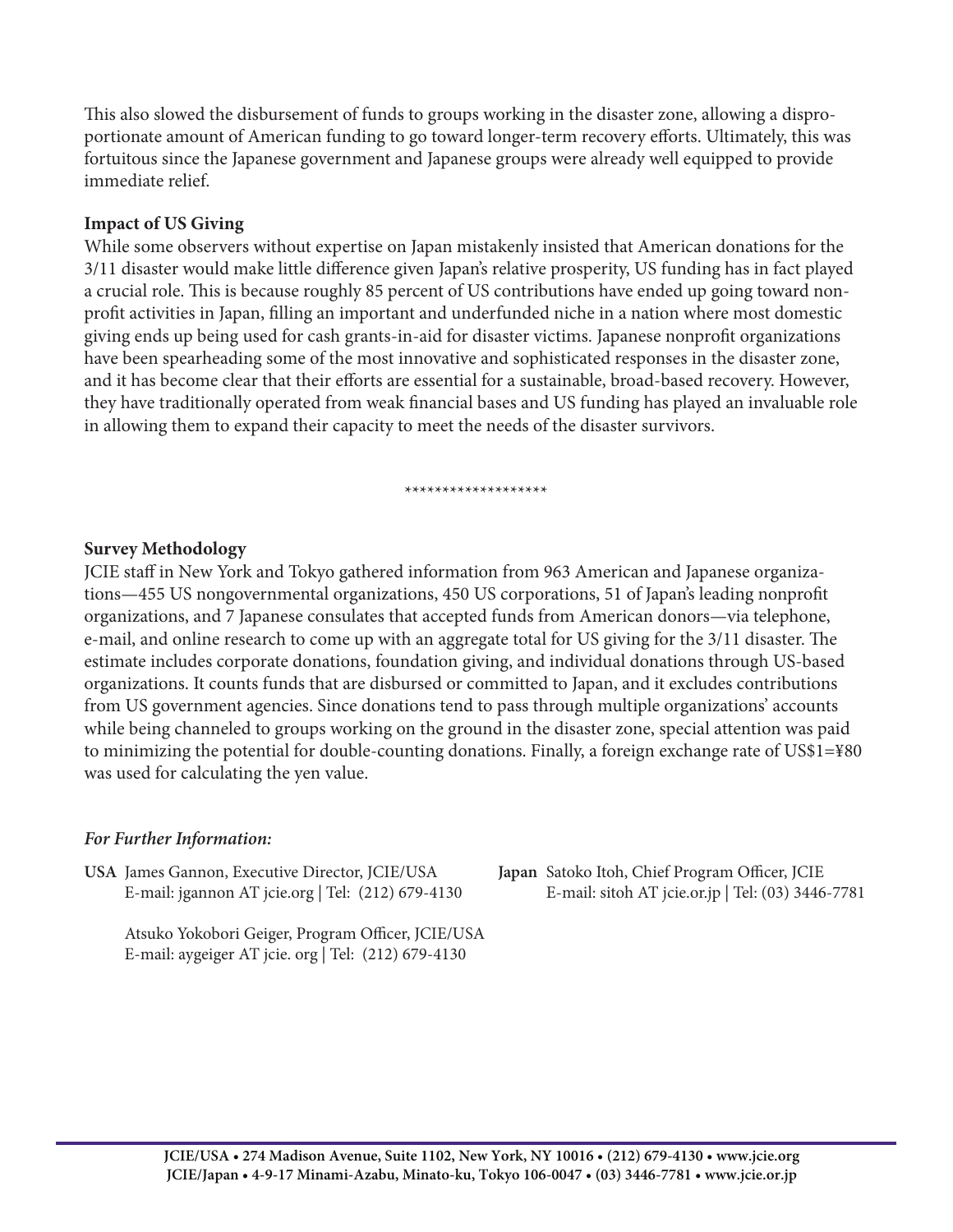This also slowed the disbursement of funds to groups working in the disaster zone, allowing a disproportionate amount of American funding to go toward longer-term recovery efforts. Ultimately, this was fortuitous since the Japanese government and Japanese groups were already well equipped to provide immediate relief.

**Impact of US Giving**

While some observers without expertise on Japan mistakenly insisted that American donations for the 3/11 disaster would make little difference given Japan's relative prosperity, US funding has in fact played a crucial role. This is because roughly 85 percent of US contributions have ended up going toward nonprofit activities in Japan, filling an important and underfunded niche in a nation where most domestic giving ends up being used for cash grants-in-aid for disaster victims. Japanese nonprofit organizations have been spearheading some of the most innovative and sophisticated responses in the disaster zone, and it has become clear that their efforts are essential for a sustainable, broad-based recovery. However, they have traditionally operated from weak financial bases and US funding has played an invaluable role in allowing them to expand their capacity to meet the needs of the disaster survivors.

******************

**Survey Methodology**

JCIE staff in New York and Tokyo gathered information from 963 American and Japanese organizations—455 US nongovernmental organizations, 450 US corporations, 51 of Japan's leading nonprofit organizations, and 7 Japanese consulates that accepted funds from American donors—via telephone, e-mail, and online research to come up with an aggregate total for US giving for the 3/11 disaster. The estimate includes corporate donations, foundation giving, and individual donations through US-based organizations. It counts funds that are disbursed or committed to Japan, and it excludes contributions from US government agencies. Since donations tend to pass through multiple organizations' accounts while being channeled to groups working on the ground in the disaster zone, special attention was paid to minimizing the potential for double-counting donations. Finally, a foreign exchange rate of US$1=¥80 was used for calculating the yen value.

***For Further Information:***

**USA** James Gannon, Executive Director, JCIE/USA
E-mail: jgannon AT jcie.org | Tel: (212) 679-4130

Atsuko Yokobori Geiger, Program Officer, JCIE/USA
E-mail: aygeiger AT jcie. org | Tel: (212) 679-4130

**Japan** Satoko Itoh, Chief Program Officer, JCIE
E-mail: sitoh AT jcie.or.jp | Tel: (03) 3446-7781

**JCIE/USA • 274 Madison Avenue, Suite 1102, New York, NY 10016 • (212) 679-4130 • www.jcie.org**
**JCIE/Japan • 4-9-17 Minami-Azabu, Minato-ku, Tokyo 106-0047 • (03) 3446-7781 • www.jcie.or.jp**